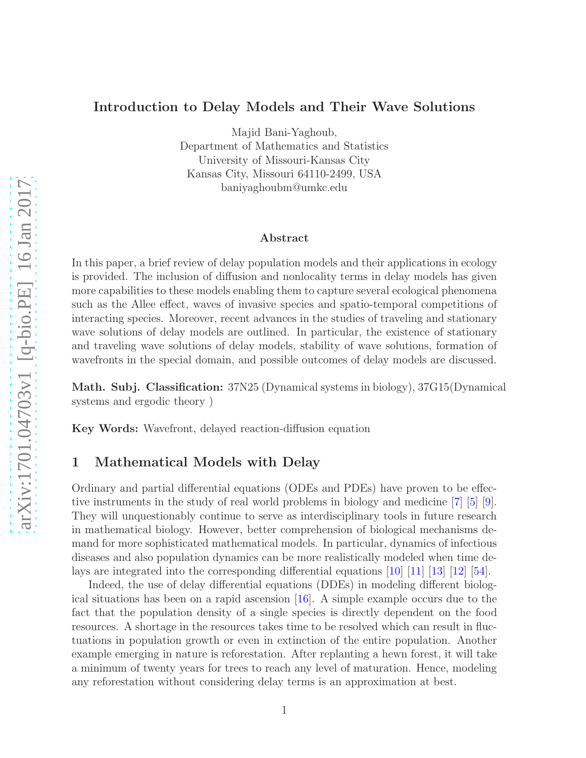# Introduction to Delay Models and Their Wave Solutions

Majid Bani-Yaghoub,
Department of Mathematics and Statistics
University of Missouri-Kansas City
Kansas City, Missouri 64110-2499, USA
baniyaghoubm@umkc.edu

## Abstract

In this paper, a brief review of delay population models and their applications in ecology is provided. The inclusion of diffusion and nonlocality terms in delay models has given more capabilities to these models enabling them to capture several ecological phenomena such as the Allee effect, waves of invasive species and spatio-temporal competitions of interacting species. Moreover, recent advances in the studies of traveling and stationary wave solutions of delay models are outlined. In particular, the existence of stationary and traveling wave solutions of delay models, stability of wave solutions, formation of wavefronts in the special domain, and possible outcomes of delay models are discussed.

**Math. Subj. Classification:** 37N25 (Dynamical systems in biology), 37G15(Dynamical systems and ergodic theory )

**Key Words:** Wavefront, delayed reaction-diffusion equation

## 1 Mathematical Models with Delay

Ordinary and partial differential equations (ODEs and PDEs) have proven to be effective instruments in the study of real world problems in biology and medicine [7] [5] [9]. They will unquestionably continue to serve as interdisciplinary tools in future research in mathematical biology. However, better comprehension of biological mechanisms demand for more sophisticated mathematical models. In particular, dynamics of infectious diseases and also population dynamics can be more realistically modeled when time delays are integrated into the corresponding differential equations [10] [11] [13] [12] [54].

Indeed, the use of delay differential equations (DDEs) in modeling different biological situations has been on a rapid ascension [16]. A simple example occurs due to the fact that the population density of a single species is directly dependent on the food resources. A shortage in the resources takes time to be resolved which can result in fluctuations in population growth or even in extinction of the entire population. Another example emerging in nature is reforestation. After replanting a hewn forest, it will take a minimum of twenty years for trees to reach any level of maturation. Hence, modeling any reforestation without considering delay terms is an approximation at best.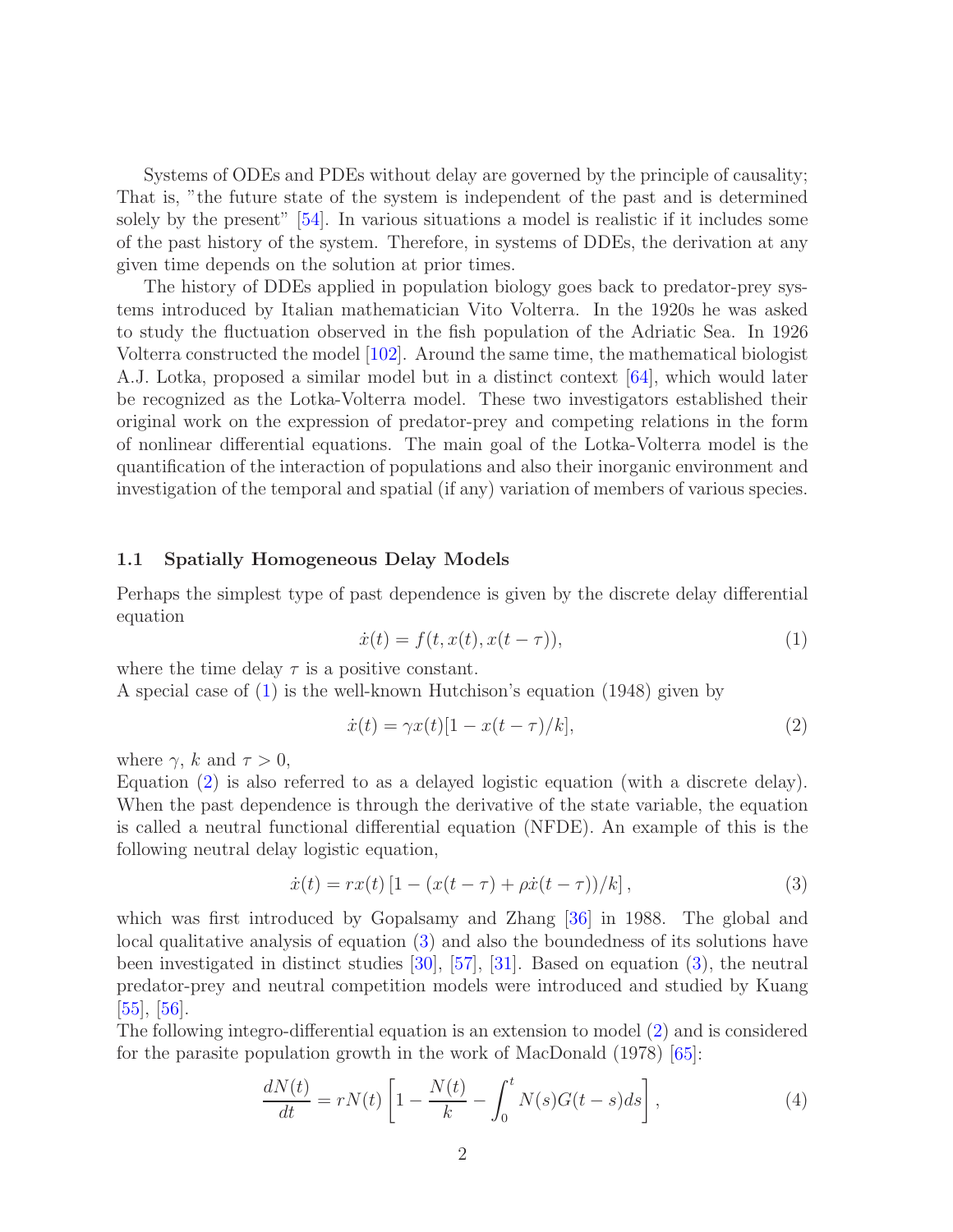Systems of ODEs and PDEs without delay are governed by the principle of causality; That is, "the future state of the system is independent of the past and is determined solely by the present" [54]. In various situations a model is realistic if it includes some of the past history of the system. Therefore, in systems of DDEs, the derivation at any given time depends on the solution at prior times.

The history of DDEs applied in population biology goes back to predator-prey systems introduced by Italian mathematician Vito Volterra. In the 1920s he was asked to study the fluctuation observed in the fish population of the Adriatic Sea. In 1926 Volterra constructed the model [102]. Around the same time, the mathematical biologist A.J. Lotka, proposed a similar model but in a distinct context [64], which would later be recognized as the Lotka-Volterra model. These two investigators established their original work on the expression of predator-prey and competing relations in the form of nonlinear differential equations. The main goal of the Lotka-Volterra model is the quantification of the interaction of populations and also their inorganic environment and investigation of the temporal and spatial (if any) variation of members of various species.

### 1.1 Spatially Homogeneous Delay Models

Perhaps the simplest type of past dependence is given by the discrete delay differential equation

$$\dot{x}(t) = f(t, x(t), x(t-\tau)), \tag{1}$$

where the time delay $\tau$ is a positive constant.

A special case of (1) is the well-known Hutchison's equation (1948) given by

$$\dot{x}(t) = \gamma x(t)[1 - x(t-\tau)/k], \tag{2}$$

where $\gamma$, $k$ and $\tau > 0$,

Equation (2) is also referred to as a delayed logistic equation (with a discrete delay). When the past dependence is through the derivative of the state variable, the equation is called a neutral functional differential equation (NFDE). An example of this is the following neutral delay logistic equation,

$$\dot{x}(t) = rx(t)\left[1 - (x(t-\tau) + \rho\dot{x}(t-\tau))/k\right], \tag{3}$$

which was first introduced by Gopalsamy and Zhang [36] in 1988. The global and local qualitative analysis of equation (3) and also the boundedness of its solutions have been investigated in distinct studies [30], [57], [31]. Based on equation (3), the neutral predator-prey and neutral competition models were introduced and studied by Kuang [55], [56].

The following integro-differential equation is an extension to model (2) and is considered for the parasite population growth in the work of MacDonald (1978) [65]:

$$\frac{dN(t)}{dt} = rN(t)\left[1 - \frac{N(t)}{k} - \int_0^t N(s)G(t-s)ds\right], \tag{4}$$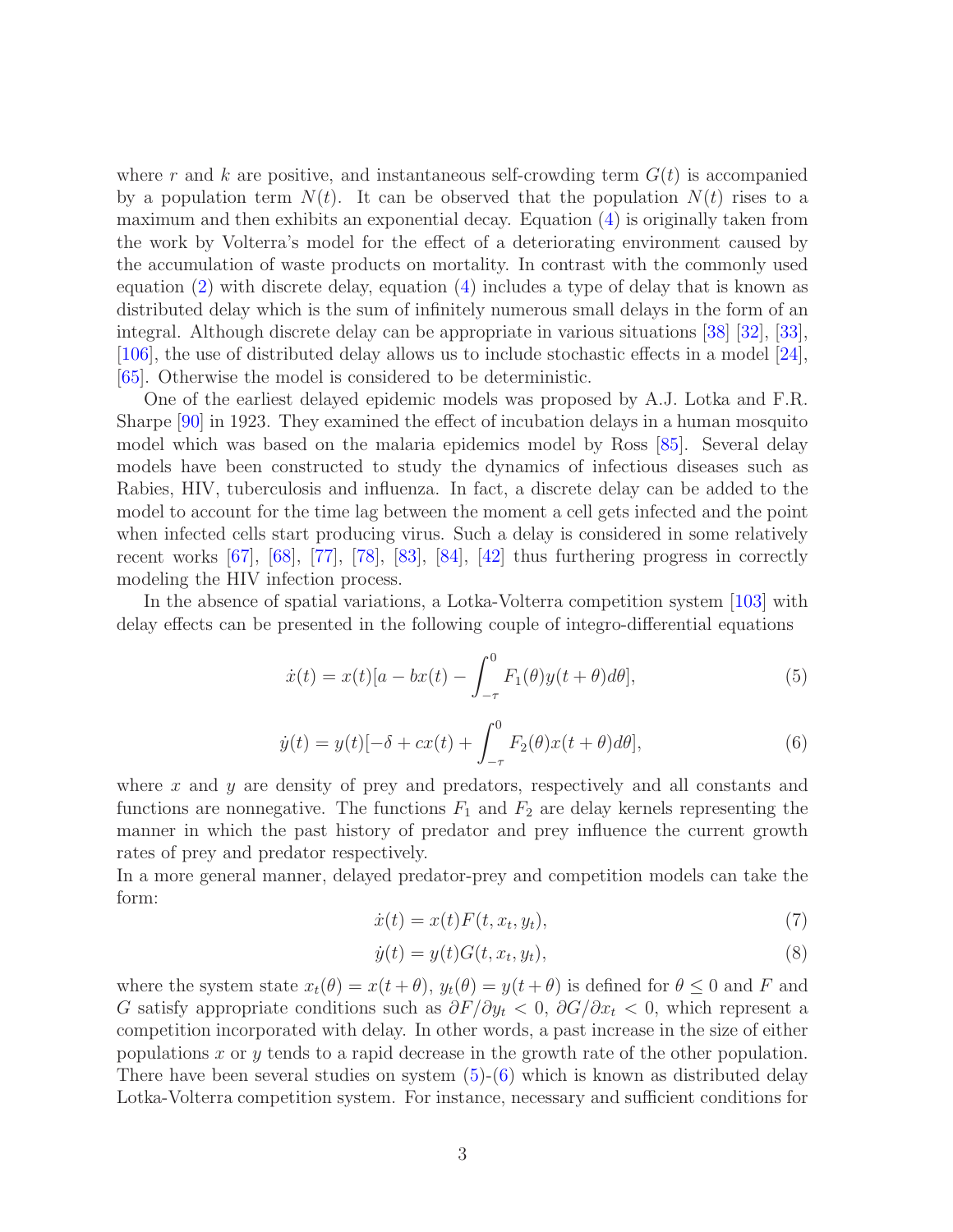where $r$ and $k$ are positive, and instantaneous self-crowding term $G(t)$ is accompanied by a population term $N(t)$. It can be observed that the population $N(t)$ rises to a maximum and then exhibits an exponential decay. Equation (4) is originally taken from the work by Volterra's model for the effect of a deteriorating environment caused by the accumulation of waste products on mortality. In contrast with the commonly used equation (2) with discrete delay, equation (4) includes a type of delay that is known as distributed delay which is the sum of infinitely numerous small delays in the form of an integral. Although discrete delay can be appropriate in various situations [38] [32], [33], [106], the use of distributed delay allows us to include stochastic effects in a model [24], [65]. Otherwise the model is considered to be deterministic.

One of the earliest delayed epidemic models was proposed by A.J. Lotka and F.R. Sharpe [90] in 1923. They examined the effect of incubation delays in a human mosquito model which was based on the malaria epidemics model by Ross [85]. Several delay models have been constructed to study the dynamics of infectious diseases such as Rabies, HIV, tuberculosis and influenza. In fact, a discrete delay can be added to the model to account for the time lag between the moment a cell gets infected and the point when infected cells start producing virus. Such a delay is considered in some relatively recent works [67], [68], [77], [78], [83], [84], [42] thus furthering progress in correctly modeling the HIV infection process.

In the absence of spatial variations, a Lotka-Volterra competition system [103] with delay effects can be presented in the following couple of integro-differential equations

$$\dot{x}(t) = x(t)[a - bx(t) - \int_{-\tau}^{0} F_1(\theta)y(t+\theta)d\theta], \tag{5}$$

$$\dot{y}(t) = y(t)[-\delta + cx(t) + \int_{-\tau}^{0} F_2(\theta)x(t+\theta)d\theta], \tag{6}$$

where $x$ and $y$ are density of prey and predators, respectively and all constants and functions are nonnegative. The functions $F_1$ and $F_2$ are delay kernels representing the manner in which the past history of predator and prey influence the current growth rates of prey and predator respectively.

In a more general manner, delayed predator-prey and competition models can take the form:

$$\dot{x}(t) = x(t)F(t, x_t, y_t), \tag{7}$$

$$\dot{y}(t) = y(t)G(t, x_t, y_t), \tag{8}$$

where the system state $x_t(\theta) = x(t+\theta)$, $y_t(\theta) = y(t+\theta)$ is defined for $\theta \leq 0$ and $F$ and $G$ satisfy appropriate conditions such as $\partial F/\partial y_t < 0$, $\partial G/\partial x_t < 0$, which represent a competition incorporated with delay. In other words, a past increase in the size of either populations $x$ or $y$ tends to a rapid decrease in the growth rate of the other population. There have been several studies on system (5)-(6) which is known as distributed delay Lotka-Volterra competition system. For instance, necessary and sufficient conditions for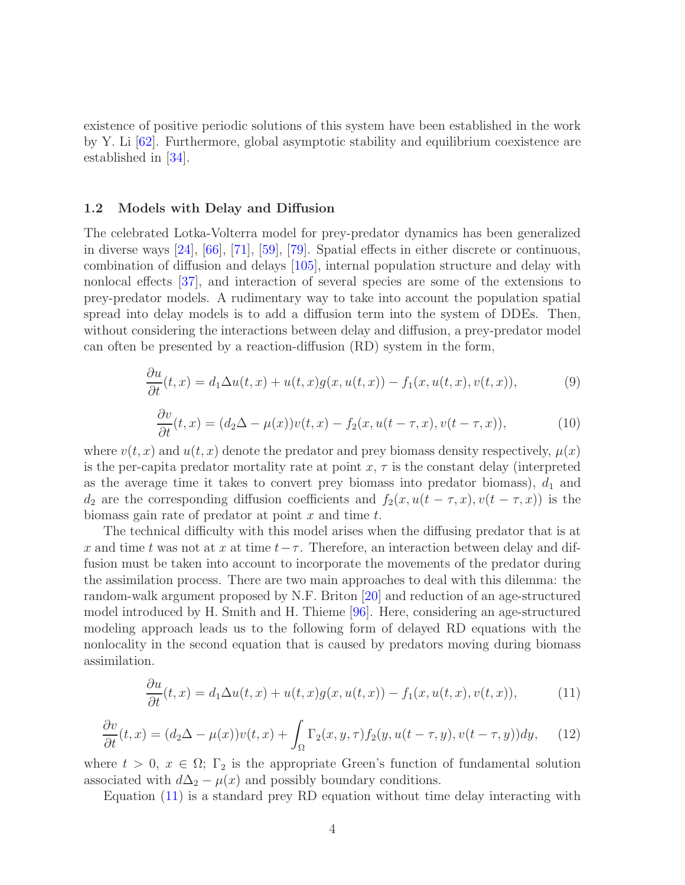existence of positive periodic solutions of this system have been established in the work by Y. Li [62]. Furthermore, global asymptotic stability and equilibrium coexistence are established in [34].

### 1.2 Models with Delay and Diffusion

The celebrated Lotka-Volterra model for prey-predator dynamics has been generalized in diverse ways [24], [66], [71], [59], [79]. Spatial effects in either discrete or continuous, combination of diffusion and delays [105], internal population structure and delay with nonlocal effects [37], and interaction of several species are some of the extensions to prey-predator models. A rudimentary way to take into account the population spatial spread into delay models is to add a diffusion term into the system of DDEs. Then, without considering the interactions between delay and diffusion, a prey-predator model can often be presented by a reaction-diffusion (RD) system in the form,

$$\frac{\partial u}{\partial t}(t,x) = d_1 \Delta u(t,x) + u(t,x)g(x,u(t,x)) - f_1(x,u(t,x),v(t,x)), \tag{9}$$

$$\frac{\partial v}{\partial t}(t,x) = (d_2 \Delta - \mu(x))v(t,x) - f_2(x,u(t-\tau,x),v(t-\tau,x)), \tag{10}$$

where $v(t,x)$ and $u(t,x)$ denote the predator and prey biomass density respectively, $\mu(x)$ is the per-capita predator mortality rate at point $x$, $\tau$ is the constant delay (interpreted as the average time it takes to convert prey biomass into predator biomass), $d_1$ and $d_2$ are the corresponding diffusion coefficients and $f_2(x,u(t-\tau,x),v(t-\tau,x))$ is the biomass gain rate of predator at point $x$ and time $t$.

The technical difficulty with this model arises when the diffusing predator that is at $x$ and time $t$ was not at $x$ at time $t-\tau$. Therefore, an interaction between delay and diffusion must be taken into account to incorporate the movements of the predator during the assimilation process. There are two main approaches to deal with this dilemma: the random-walk argument proposed by N.F. Briton [20] and reduction of an age-structured model introduced by H. Smith and H. Thieme [96]. Here, considering an age-structured modeling approach leads us to the following form of delayed RD equations with the nonlocality in the second equation that is caused by predators moving during biomass assimilation.

$$\frac{\partial u}{\partial t}(t,x) = d_1 \Delta u(t,x) + u(t,x)g(x,u(t,x)) - f_1(x,u(t,x),v(t,x)), \tag{11}$$

$$\frac{\partial v}{\partial t}(t,x) = (d_2 \Delta - \mu(x))v(t,x) + \int_\Omega \Gamma_2(x,y,\tau) f_2(y,u(t-\tau,y),v(t-\tau,y))dy, \tag{12}$$

where $t > 0$, $x \in \Omega$; $\Gamma_2$ is the appropriate Green's function of fundamental solution associated with $d\Delta_2 - \mu(x)$ and possibly boundary conditions.

Equation (11) is a standard prey RD equation without time delay interacting with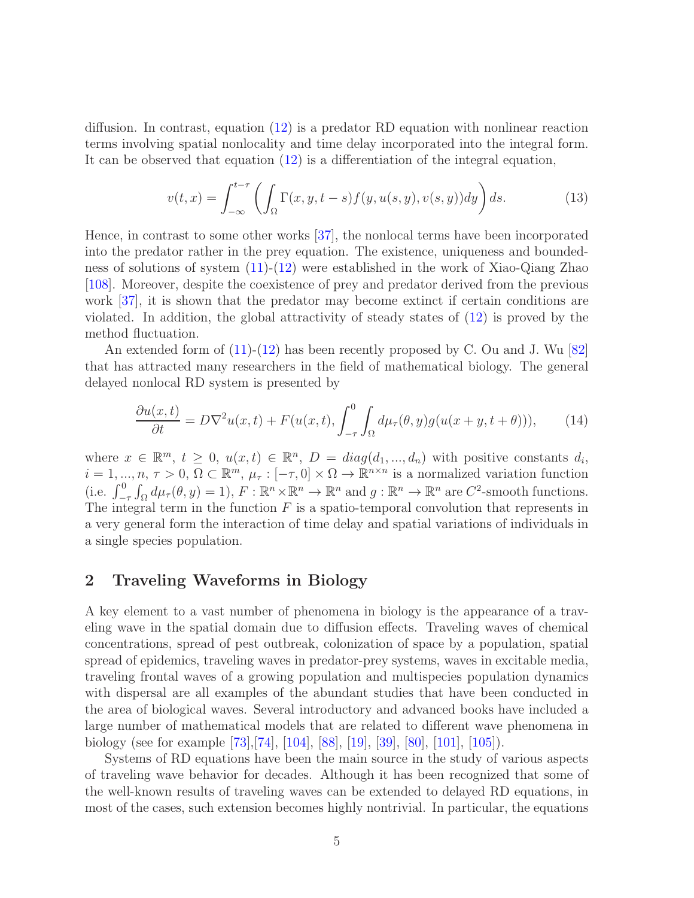diffusion. In contrast, equation (12) is a predator RD equation with nonlinear reaction terms involving spatial nonlocality and time delay incorporated into the integral form. It can be observed that equation (12) is a differentiation of the integral equation,

$$v(t,x) = \int_{-\infty}^{t-\tau} \left( \int_{\Omega} \Gamma(x,y,t-s) f(y,u(s,y),v(s,y)) dy \right) ds. \tag{13}$$

Hence, in contrast to some other works [37], the nonlocal terms have been incorporated into the predator rather in the prey equation. The existence, uniqueness and boundedness of solutions of system (11)-(12) were established in the work of Xiao-Qiang Zhao [108]. Moreover, despite the coexistence of prey and predator derived from the previous work [37], it is shown that the predator may become extinct if certain conditions are violated. In addition, the global attractivity of steady states of (12) is proved by the method fluctuation.

An extended form of (11)-(12) has been recently proposed by C. Ou and J. Wu [82] that has attracted many researchers in the field of mathematical biology. The general delayed nonlocal RD system is presented by

$$\frac{\partial u(x,t)}{\partial t} = D\nabla^2 u(x,t) + F(u(x,t), \int_{-\tau}^{0} \int_{\Omega} d\mu_\tau(\theta,y) g(u(x+y,t+\theta))), \tag{14}$$

where $x \in \mathbb{R}^m$, $t \geq 0$, $u(x,t) \in \mathbb{R}^n$, $D = diag(d_1, ..., d_n)$ with positive constants $d_i$, $i = 1, ..., n$, $\tau > 0$, $\Omega \subset \mathbb{R}^m$, $\mu_\tau : [-\tau, 0] \times \Omega \to \mathbb{R}^{n\times n}$ is a normalized variation function (i.e. $\int_{-\tau}^{0} \int_{\Omega} d\mu_\tau(\theta,y) = 1$), $F : \mathbb{R}^n \times \mathbb{R}^n \to \mathbb{R}^n$ and $g : \mathbb{R}^n \to \mathbb{R}^n$ are $C^2$-smooth functions. The integral term in the function $F$ is a spatio-temporal convolution that represents in a very general form the interaction of time delay and spatial variations of individuals in a single species population.

## 2 Traveling Waveforms in Biology

A key element to a vast number of phenomena in biology is the appearance of a traveling wave in the spatial domain due to diffusion effects. Traveling waves of chemical concentrations, spread of pest outbreak, colonization of space by a population, spatial spread of epidemics, traveling waves in predator-prey systems, waves in excitable media, traveling frontal waves of a growing population and multispecies population dynamics with dispersal are all examples of the abundant studies that have been conducted in the area of biological waves. Several introductory and advanced books have included a large number of mathematical models that are related to different wave phenomena in biology (see for example [73],[74], [104], [88], [19], [39], [80], [101], [105]).

Systems of RD equations have been the main source in the study of various aspects of traveling wave behavior for decades. Although it has been recognized that some of the well-known results of traveling waves can be extended to delayed RD equations, in most of the cases, such extension becomes highly nontrivial. In particular, the equations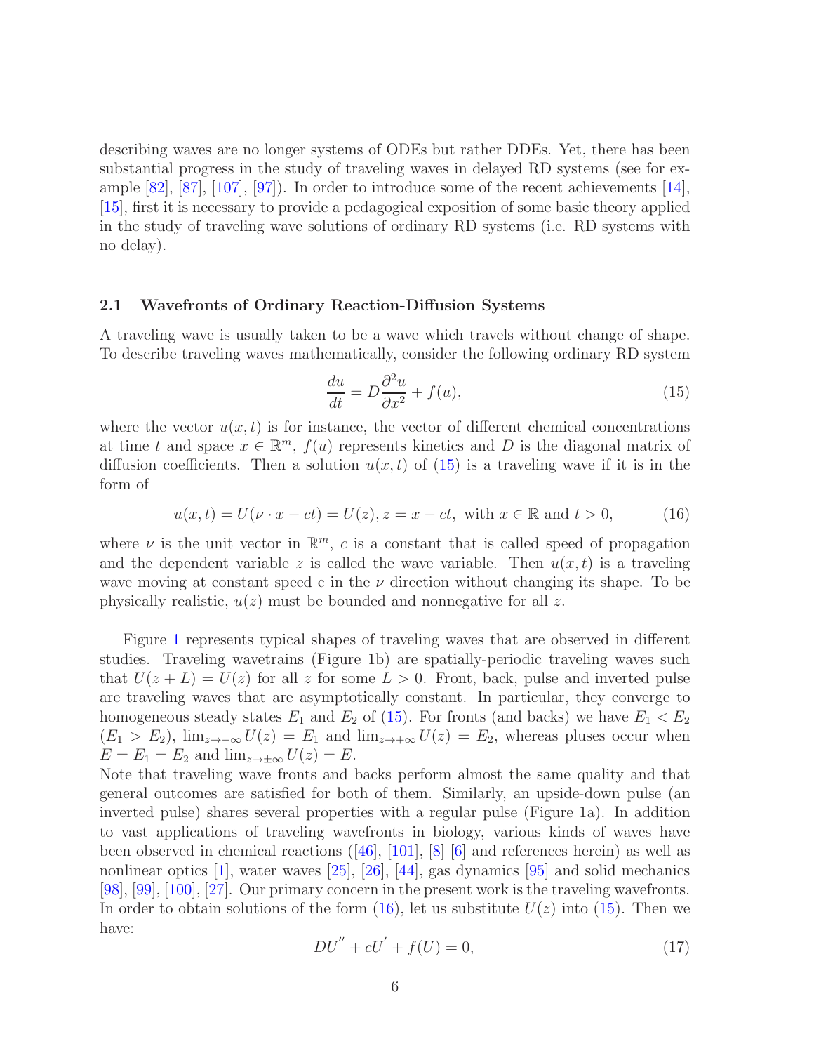describing waves are no longer systems of ODEs but rather DDEs. Yet, there has been substantial progress in the study of traveling waves in delayed RD systems (see for example [82], [87], [107], [97]). In order to introduce some of the recent achievements [14], [15], first it is necessary to provide a pedagogical exposition of some basic theory applied in the study of traveling wave solutions of ordinary RD systems (i.e. RD systems with no delay).

### 2.1 Wavefronts of Ordinary Reaction-Diffusion Systems

A traveling wave is usually taken to be a wave which travels without change of shape. To describe traveling waves mathematically, consider the following ordinary RD system

$$\frac{du}{dt} = D\frac{\partial^2 u}{\partial x^2} + f(u), \tag{15}$$

where the vector $u(x,t)$ is for instance, the vector of different chemical concentrations at time $t$ and space $x \in \mathbb{R}^m$, $f(u)$ represents kinetics and $D$ is the diagonal matrix of diffusion coefficients. Then a solution $u(x,t)$ of (15) is a traveling wave if it is in the form of

$$u(x,t) = U(\nu \cdot x - ct) = U(z), z = x - ct, \text{ with } x \in \mathbb{R} \text{ and } t > 0, \tag{16}$$

where $\nu$ is the unit vector in $\mathbb{R}^m$, $c$ is a constant that is called speed of propagation and the dependent variable $z$ is called the wave variable. Then $u(x,t)$ is a traveling wave moving at constant speed c in the $\nu$ direction without changing its shape. To be physically realistic, $u(z)$ must be bounded and nonnegative for all $z$.

Figure 1 represents typical shapes of traveling waves that are observed in different studies. Traveling wavetrains (Figure 1b) are spatially-periodic traveling waves such that $U(z + L) = U(z)$ for all $z$ for some $L > 0$. Front, back, pulse and inverted pulse are traveling waves that are asymptotically constant. In particular, they converge to homogeneous steady states $E_1$ and $E_2$ of (15). For fronts (and backs) we have $E_1 < E_2$ ($E_1 > E_2$), $\lim_{z\to-\infty} U(z) = E_1$ and $\lim_{z\to+\infty} U(z) = E_2$, whereas pluses occur when $E = E_1 = E_2$ and $\lim_{z\to\pm\infty} U(z) = E$.
Note that traveling wave fronts and backs perform almost the same quality and that general outcomes are satisfied for both of them. Similarly, an upside-down pulse (an inverted pulse) shares several properties with a regular pulse (Figure 1a). In addition to vast applications of traveling wavefronts in biology, various kinds of waves have been observed in chemical reactions ([46], [101], [8] [6] and references herein) as well as nonlinear optics [1], water waves [25], [26], [44], gas dynamics [95] and solid mechanics [98], [99], [100], [27]. Our primary concern in the present work is the traveling wavefronts. In order to obtain solutions of the form (16), let us substitute $U(z)$ into (15). Then we have:

$$DU^{''} + cU^{'} + f(U) = 0, \tag{17}$$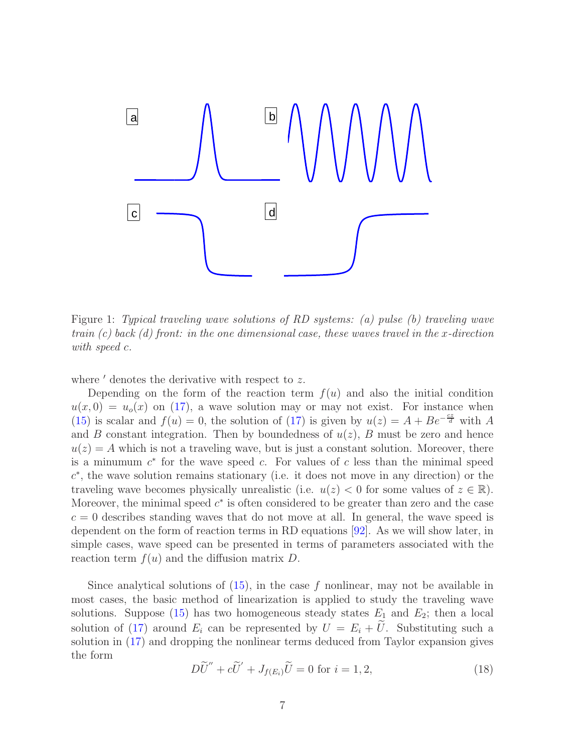Figure 1: *Typical traveling wave solutions of RD systems: (a) pulse (b) traveling wave train (c) back (d) front: in the one dimensional case, these waves travel in the x-direction with speed c.*

where $'$ denotes the derivative with respect to $z$.

Depending on the form of the reaction term $f(u)$ and also the initial condition $u(x, 0) = u_o(x)$ on (17), a wave solution may or may not exist. For instance when (15) is scalar and $f(u) = 0$, the solution of (17) is given by $u(z) = A + Be^{-\frac{cz}{d}}$ with $A$ and $B$ constant integration. Then by boundedness of $u(z)$, $B$ must be zero and hence $u(z) = A$ which is not a traveling wave, but is just a constant solution. Moreover, there is a minumum $c^*$ for the wave speed $c$. For values of $c$ less than the minimal speed $c^*$, the wave solution remains stationary (i.e. it does not move in any direction) or the traveling wave becomes physically unrealistic (i.e. $u(z) < 0$ for some values of $z \in \mathbb{R}$). Moreover, the minimal speed $c^*$ is often considered to be greater than zero and the case $c = 0$ describes standing waves that do not move at all. In general, the wave speed is dependent on the form of reaction terms in RD equations [92]. As we will show later, in simple cases, wave speed can be presented in terms of parameters associated with the reaction term $f(u)$ and the diffusion matrix $D$.

Since analytical solutions of (15), in the case $f$ nonlinear, may not be available in most cases, the basic method of linearization is applied to study the traveling wave solutions. Suppose (15) has two homogeneous steady states $E_1$ and $E_2$; then a local solution of (17) around $E_i$ can be represented by $U = E_i + \widetilde{U}$. Substituting such a solution in (17) and dropping the nonlinear terms deduced from Taylor expansion gives the form

$$D\widetilde{U}'' + c\widetilde{U}' + J_{f(E_i)}\widetilde{U} = 0 \text{ for } i = 1, 2, \tag{18}$$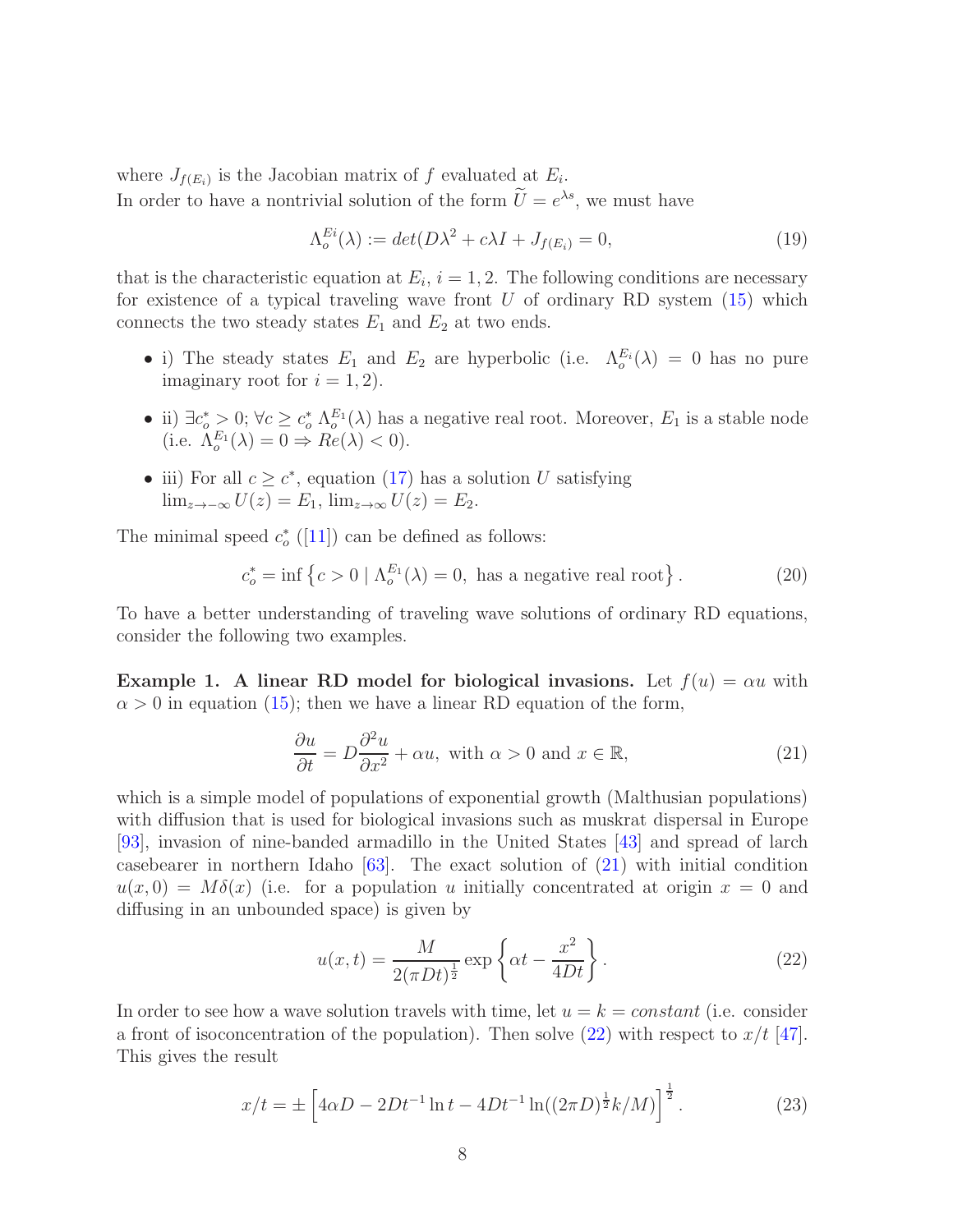where $J_{f(E_i)}$ is the Jacobian matrix of $f$ evaluated at $E_i$.
In order to have a nontrivial solution of the form $\widetilde{U} = e^{\lambda s}$, we must have

$$\Lambda_o^{Ei}(\lambda) := det(D\lambda^2 + c\lambda I + J_{f(E_i)} = 0, \tag{19}$$

that is the characteristic equation at $E_i$, $i = 1, 2$. The following conditions are necessary for existence of a typical traveling wave front $U$ of ordinary RD system (15) which connects the two steady states $E_1$ and $E_2$ at two ends.

- i) The steady states $E_1$ and $E_2$ are hyperbolic (i.e. $\Lambda_o^{E_i}(\lambda) = 0$ has no pure imaginary root for $i = 1, 2$).
- ii) $\exists c_o^* > 0; \forall c \geq c_o^* \; \Lambda_o^{E_1}(\lambda)$ has a negative real root. Moreover, $E_1$ is a stable node (i.e. $\Lambda_o^{E_1}(\lambda) = 0 \Rightarrow Re(\lambda) < 0$).
- iii) For all $c \geq c^*$, equation (17) has a solution $U$ satisfying $\lim_{z\to-\infty} U(z) = E_1$, $\lim_{z\to\infty} U(z) = E_2$.

The minimal speed $c_o^*$ ([11]) can be defined as follows:

$$c_o^* = \inf \left\{ c > 0 \mid \Lambda_o^{E_1}(\lambda) = 0, \text{ has a negative real root} \right\}. \tag{20}$$

To have a better understanding of traveling wave solutions of ordinary RD equations, consider the following two examples.

**Example 1. A linear RD model for biological invasions.** Let $f(u) = \alpha u$ with $\alpha > 0$ in equation (15); then we have a linear RD equation of the form,

$$\frac{\partial u}{\partial t} = D\frac{\partial^2 u}{\partial x^2} + \alpha u, \text{ with } \alpha > 0 \text{ and } x \in \mathbb{R}, \tag{21}$$

which is a simple model of populations of exponential growth (Malthusian populations) with diffusion that is used for biological invasions such as muskrat dispersal in Europe [93], invasion of nine-banded armadillo in the United States [43] and spread of larch casebearer in northern Idaho [63]. The exact solution of (21) with initial condition $u(x, 0) = M\delta(x)$ (i.e. for a population $u$ initially concentrated at origin $x = 0$ and diffusing in an unbounded space) is given by

$$u(x,t) = \frac{M}{2(\pi Dt)^{\frac{1}{2}}} \exp\left\{\alpha t - \frac{x^2}{4Dt}\right\}. \tag{22}$$

In order to see how a wave solution travels with time, let $u = k = constant$ (i.e. consider a front of isoconcentration of the population). Then solve (22) with respect to $x/t$ [47]. This gives the result

$$x/t = \pm\left[4\alpha D - 2Dt^{-1}\ln t - 4Dt^{-1}\ln((2\pi D)^{\frac{1}{2}}k/M)\right]^{\frac{1}{2}}. \tag{23}$$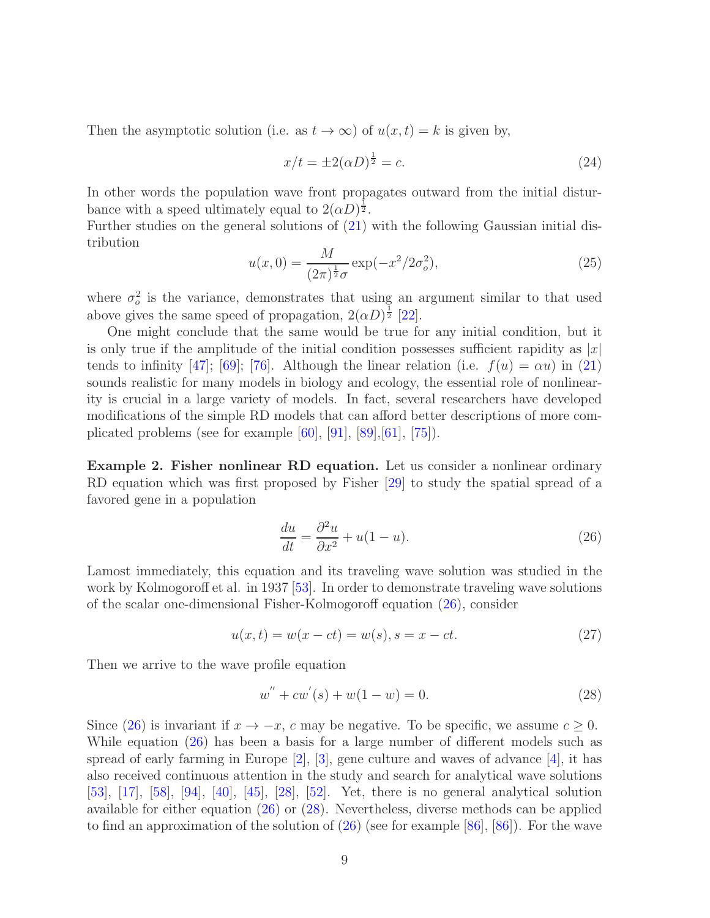Then the asymptotic solution (i.e. as $t \to \infty$) of $u(x,t) = k$ is given by,

$$x/t = \pm 2(\alpha D)^{\frac{1}{2}} = c. \tag{24}$$

In other words the population wave front propagates outward from the initial disturbance with a speed ultimately equal to $2(\alpha D)^{\frac{1}{2}}$.

Further studies on the general solutions of (21) with the following Gaussian initial distribution

$$u(x,0) = \frac{M}{(2\pi)^{\frac{1}{2}}\sigma} \exp(-x^2/2\sigma_o^2), \tag{25}$$

where $\sigma_o^2$ is the variance, demonstrates that using an argument similar to that used above gives the same speed of propagation, $2(\alpha D)^{\frac{1}{2}}$ [22].

One might conclude that the same would be true for any initial condition, but it is only true if the amplitude of the initial condition possesses sufficient rapidity as $|x|$ tends to infinity [47]; [69]; [76]. Although the linear relation (i.e. $f(u) = \alpha u$) in (21) sounds realistic for many models in biology and ecology, the essential role of nonlinearity is crucial in a large variety of models. In fact, several researchers have developed modifications of the simple RD models that can afford better descriptions of more complicated problems (see for example [60], [91], [89],[61], [75]).

**Example 2. Fisher nonlinear RD equation.** Let us consider a nonlinear ordinary RD equation which was first proposed by Fisher [29] to study the spatial spread of a favored gene in a population

$$\frac{du}{dt} = \frac{\partial^2 u}{\partial x^2} + u(1-u). \tag{26}$$

Lamost immediately, this equation and its traveling wave solution was studied in the work by Kolmogoroff et al. in 1937 [53]. In order to demonstrate traveling wave solutions of the scalar one-dimensional Fisher-Kolmogoroff equation (26), consider

$$u(x,t) = w(x-ct) = w(s), s = x - ct. \tag{27}$$

Then we arrive to the wave profile equation

$$w^{''} + cw^{'}(s) + w(1-w) = 0. \tag{28}$$

Since (26) is invariant if $x \to -x$, $c$ may be negative. To be specific, we assume $c \geq 0$. While equation (26) has been a basis for a large number of different models such as spread of early farming in Europe [2], [3], gene culture and waves of advance [4], it has also received continuous attention in the study and search for analytical wave solutions [53], [17], [58], [94], [40], [45], [28], [52]. Yet, there is no general analytical solution available for either equation (26) or (28). Nevertheless, diverse methods can be applied to find an approximation of the solution of (26) (see for example [86], [86]). For the wave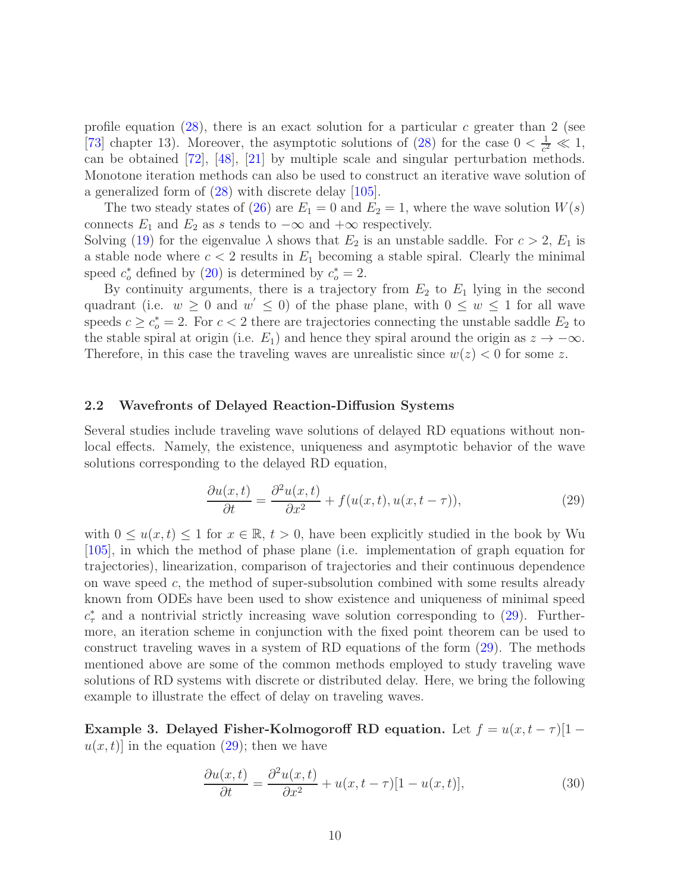profile equation (28), there is an exact solution for a particular $c$ greater than 2 (see [73] chapter 13). Moreover, the asymptotic solutions of (28) for the case $0 < \frac{1}{c^2} \ll 1$, can be obtained [72], [48], [21] by multiple scale and singular perturbation methods. Monotone iteration methods can also be used to construct an iterative wave solution of a generalized form of (28) with discrete delay [105].

The two steady states of (26) are $E_1 = 0$ and $E_2 = 1$, where the wave solution $W(s)$ connects $E_1$ and $E_2$ as $s$ tends to $-\infty$ and $+\infty$ respectively.
Solving (19) for the eigenvalue $\lambda$ shows that $E_2$ is an unstable saddle. For $c > 2$, $E_1$ is a stable node where $c < 2$ results in $E_1$ becoming a stable spiral. Clearly the minimal speed $c_o^*$ defined by (20) is determined by $c_o^* = 2$.

By continuity arguments, there is a trajectory from $E_2$ to $E_1$ lying in the second quadrant (i.e. $w \geq 0$ and $w' \leq 0$) of the phase plane, with $0 \leq w \leq 1$ for all wave speeds $c \geq c_o^* = 2$. For $c < 2$ there are trajectories connecting the unstable saddle $E_2$ to the stable spiral at origin (i.e. $E_1$) and hence they spiral around the origin as $z \to -\infty$. Therefore, in this case the traveling waves are unrealistic since $w(z) < 0$ for some $z$.

### 2.2 Wavefronts of Delayed Reaction-Diffusion Systems

Several studies include traveling wave solutions of delayed RD equations without nonlocal effects. Namely, the existence, uniqueness and asymptotic behavior of the wave solutions corresponding to the delayed RD equation,

$$\frac{\partial u(x,t)}{\partial t} = \frac{\partial^2 u(x,t)}{\partial x^2} + f(u(x,t), u(x,t-\tau)), \tag{29}$$

with $0 \leq u(x,t) \leq 1$ for $x \in \mathbb{R}$, $t > 0$, have been explicitly studied in the book by Wu [105], in which the method of phase plane (i.e. implementation of graph equation for trajectories), linearization, comparison of trajectories and their continuous dependence on wave speed $c$, the method of super-subsolution combined with some results already known from ODEs have been used to show existence and uniqueness of minimal speed $c_\tau^*$ and a nontrivial strictly increasing wave solution corresponding to (29). Furthermore, an iteration scheme in conjunction with the fixed point theorem can be used to construct traveling waves in a system of RD equations of the form (29). The methods mentioned above are some of the common methods employed to study traveling wave solutions of RD systems with discrete or distributed delay. Here, we bring the following example to illustrate the effect of delay on traveling waves.

**Example 3. Delayed Fisher-Kolmogoroff RD equation.** Let $f = u(x,t-\tau)[1 - u(x,t)]$ in the equation (29); then we have

$$\frac{\partial u(x,t)}{\partial t} = \frac{\partial^2 u(x,t)}{\partial x^2} + u(x,t-\tau)[1 - u(x,t)], \tag{30}$$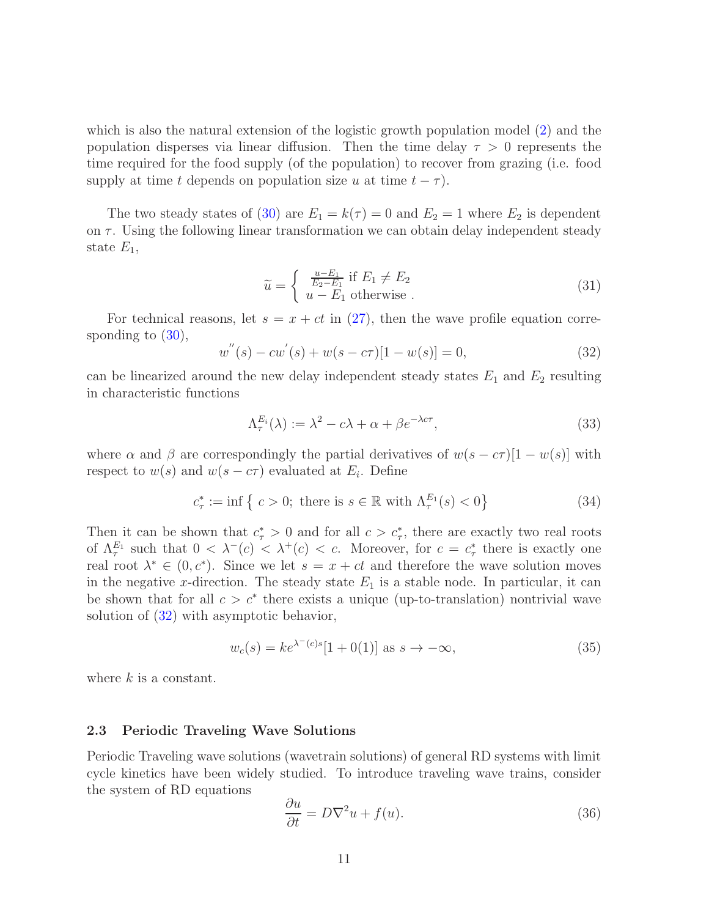which is also the natural extension of the logistic growth population model (2) and the population disperses via linear diffusion. Then the time delay $\tau > 0$ represents the time required for the food supply (of the population) to recover from grazing (i.e. food supply at time $t$ depends on population size $u$ at time $t - \tau$).

The two steady states of (30) are $E_1 = k(\tau) = 0$ and $E_2 = 1$ where $E_2$ is dependent on $\tau$. Using the following linear transformation we can obtain delay independent steady state $E_1$,

$$\widetilde{u} = \begin{cases} \frac{u-E_1}{E_2-E_1} \text{ if } E_1 \neq E_2 \\ u - E_1 \text{ otherwise .} \end{cases} \tag{31}$$

For technical reasons, let $s = x + ct$ in (27), then the wave profile equation corresponding to (30),

$$w^{''}(s) - cw^{'}(s) + w(s - c\tau)[1 - w(s)] = 0, \tag{32}$$

can be linearized around the new delay independent steady states $E_1$ and $E_2$ resulting in characteristic functions

$$\Lambda_\tau^{E_i}(\lambda) := \lambda^2 - c\lambda + \alpha + \beta e^{-\lambda c\tau}, \tag{33}$$

where $\alpha$ and $\beta$ are correspondingly the partial derivatives of $w(s - c\tau)[1 - w(s)]$ with respect to $w(s)$ and $w(s - c\tau)$ evaluated at $E_i$. Define

$$c_\tau^* := \inf \left\{ c > 0; \text{ there is } s \in \mathbb{R} \text{ with } \Lambda_\tau^{E_1}(s) < 0 \right\} \tag{34}$$

Then it can be shown that $c_\tau^* > 0$ and for all $c > c_\tau^*$, there are exactly two real roots of $\Lambda_\tau^{E_1}$ such that $0 < \lambda^-(c) < \lambda^+(c) < c$. Moreover, for $c = c_\tau^*$ there is exactly one real root $\lambda^* \in (0, c^*)$. Since we let $s = x + ct$ and therefore the wave solution moves in the negative $x$-direction. The steady state $E_1$ is a stable node. In particular, it can be shown that for all $c > c^*$ there exists a unique (up-to-translation) nontrivial wave solution of (32) with asymptotic behavior,

$$w_c(s) = ke^{\lambda^-(c)s}[1 + 0(1)] \text{ as } s \to -\infty, \tag{35}$$

where $k$ is a constant.

### 2.3 Periodic Traveling Wave Solutions

Periodic Traveling wave solutions (wavetrain solutions) of general RD systems with limit cycle kinetics have been widely studied. To introduce traveling wave trains, consider the system of RD equations

$$\frac{\partial u}{\partial t} = D\nabla^2 u + f(u). \tag{36}$$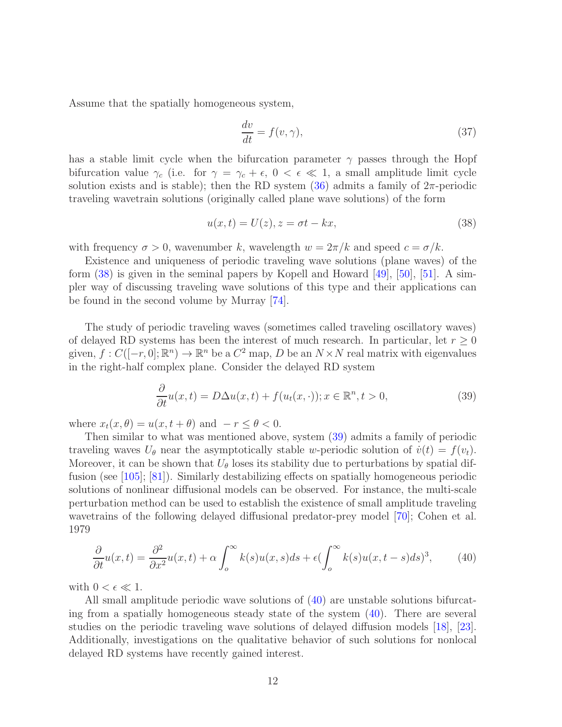Assume that the spatially homogeneous system,

$$\frac{dv}{dt} = f(v, \gamma), \tag{37}$$

has a stable limit cycle when the bifurcation parameter $\gamma$ passes through the Hopf bifurcation value $\gamma_c$ (i.e. for $\gamma = \gamma_c + \epsilon$, $0 < \epsilon \ll 1$, a small amplitude limit cycle solution exists and is stable); then the RD system (36) admits a family of $2\pi$-periodic traveling wavetrain solutions (originally called plane wave solutions) of the form

$$u(x,t) = U(z), z = \sigma t - kx, \tag{38}$$

with frequency $\sigma > 0$, wavenumber $k$, wavelength $w = 2\pi/k$ and speed $c = \sigma/k$.

Existence and uniqueness of periodic traveling wave solutions (plane waves) of the form (38) is given in the seminal papers by Kopell and Howard [49], [50], [51]. A simpler way of discussing traveling wave solutions of this type and their applications can be found in the second volume by Murray [74].

The study of periodic traveling waves (sometimes called traveling oscillatory waves) of delayed RD systems has been the interest of much research. In particular, let $r \geq 0$ given, $f : C([-r, 0]; \mathbb{R}^n) \to \mathbb{R}^n$ be a $C^2$ map, $D$ be an $N \times N$ real matrix with eigenvalues in the right-half complex plane. Consider the delayed RD system

$$\frac{\partial}{\partial t}u(x,t) = D\Delta u(x,t) + f(u_t(x,\cdot)); x \in \mathbb{R}^n, t > 0, \tag{39}$$

where $x_t(x, \theta) = u(x, t + \theta)$ and $-r \leq \theta < 0$.

Then similar to what was mentioned above, system (39) admits a family of periodic traveling waves $U_\theta$ near the asymptotically stable $w$-periodic solution of $\dot{v}(t) = f(v_t)$. Moreover, it can be shown that $U_\theta$ loses its stability due to perturbations by spatial diffusion (see [105]; [81]). Similarly destabilizing effects on spatially homogeneous periodic solutions of nonlinear diffusional models can be observed. For instance, the multi-scale perturbation method can be used to establish the existence of small amplitude traveling wavetrains of the following delayed diffusional predator-prey model [70]; Cohen et al. 1979

$$\frac{\partial}{\partial t}u(x,t) = \frac{\partial^2}{\partial x^2}u(x,t) + \alpha \int_o^\infty k(s)u(x,s)ds + \epsilon\left(\int_o^\infty k(s)u(x,t-s)ds\right)^3, \tag{40}$$

with $0 < \epsilon \ll 1$.

All small amplitude periodic wave solutions of (40) are unstable solutions bifurcating from a spatially homogeneous steady state of the system (40). There are several studies on the periodic traveling wave solutions of delayed diffusion models [18], [23]. Additionally, investigations on the qualitative behavior of such solutions for nonlocal delayed RD systems have recently gained interest.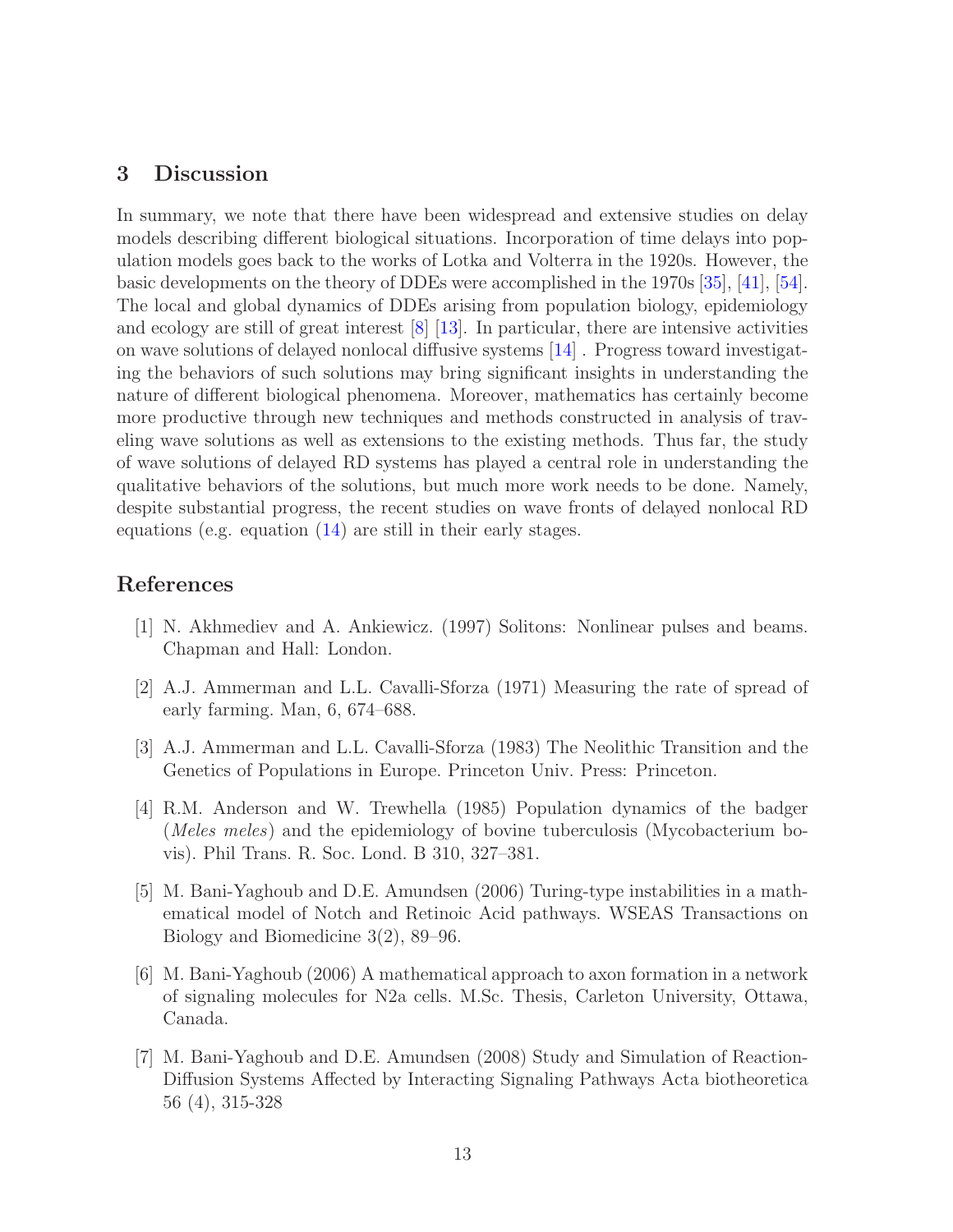## 3 Discussion

In summary, we note that there have been widespread and extensive studies on delay models describing different biological situations. Incorporation of time delays into population models goes back to the works of Lotka and Volterra in the 1920s. However, the basic developments on the theory of DDEs were accomplished in the 1970s [35], [41], [54]. The local and global dynamics of DDEs arising from population biology, epidemiology and ecology are still of great interest [8] [13]. In particular, there are intensive activities on wave solutions of delayed nonlocal diffusive systems [14] . Progress toward investigating the behaviors of such solutions may bring significant insights in understanding the nature of different biological phenomena. Moreover, mathematics has certainly become more productive through new techniques and methods constructed in analysis of traveling wave solutions as well as extensions to the existing methods. Thus far, the study of wave solutions of delayed RD systems has played a central role in understanding the qualitative behaviors of the solutions, but much more work needs to be done. Namely, despite substantial progress, the recent studies on wave fronts of delayed nonlocal RD equations (e.g. equation (14) are still in their early stages.

## References

[1] N. Akhmediev and A. Ankiewicz. (1997) Solitons: Nonlinear pulses and beams. Chapman and Hall: London.

[2] A.J. Ammerman and L.L. Cavalli-Sforza (1971) Measuring the rate of spread of early farming. Man, 6, 674–688.

[3] A.J. Ammerman and L.L. Cavalli-Sforza (1983) The Neolithic Transition and the Genetics of Populations in Europe. Princeton Univ. Press: Princeton.

[4] R.M. Anderson and W. Trewhella (1985) Population dynamics of the badger (*Meles meles*) and the epidemiology of bovine tuberculosis (Mycobacterium bovis). Phil Trans. R. Soc. Lond. B 310, 327–381.

[5] M. Bani-Yaghoub and D.E. Amundsen (2006) Turing-type instabilities in a mathematical model of Notch and Retinoic Acid pathways. WSEAS Transactions on Biology and Biomedicine 3(2), 89–96.

[6] M. Bani-Yaghoub (2006) A mathematical approach to axon formation in a network of signaling molecules for N2a cells. M.Sc. Thesis, Carleton University, Ottawa, Canada.

[7] M. Bani-Yaghoub and D.E. Amundsen (2008) Study and Simulation of Reaction-Diffusion Systems Affected by Interacting Signaling Pathways Acta biotheoretica 56 (4), 315-328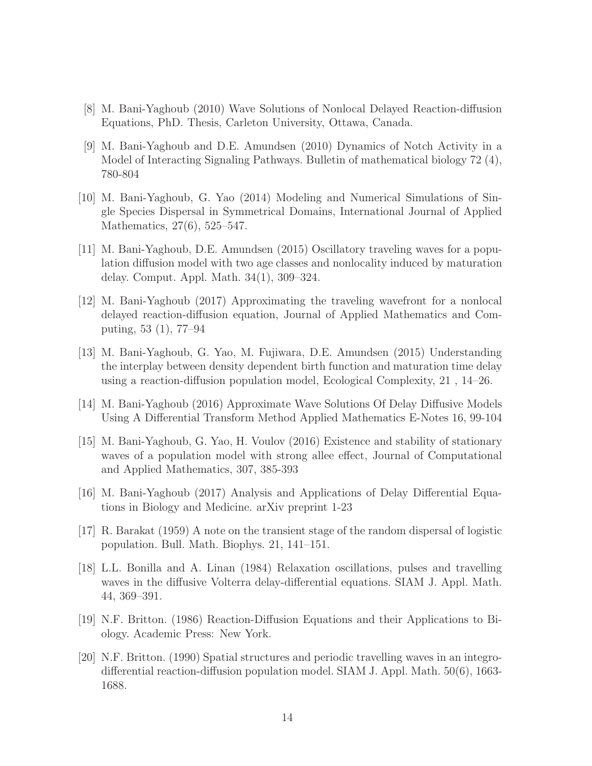[8] M. Bani-Yaghoub (2010) Wave Solutions of Nonlocal Delayed Reaction-diffusion Equations, PhD. Thesis, Carleton University, Ottawa, Canada.

[9] M. Bani-Yaghoub and D.E. Amundsen (2010) Dynamics of Notch Activity in a Model of Interacting Signaling Pathways. Bulletin of mathematical biology 72 (4), 780-804

[10] M. Bani-Yaghoub, G. Yao (2014) Modeling and Numerical Simulations of Single Species Dispersal in Symmetrical Domains, International Journal of Applied Mathematics, 27(6), 525–547.

[11] M. Bani-Yaghoub, D.E. Amundsen (2015) Oscillatory traveling waves for a population diffusion model with two age classes and nonlocality induced by maturation delay. Comput. Appl. Math. 34(1), 309–324.

[12] M. Bani-Yaghoub (2017) Approximating the traveling wavefront for a nonlocal delayed reaction-diffusion equation, Journal of Applied Mathematics and Computing, 53 (1), 77–94

[13] M. Bani-Yaghoub, G. Yao, M. Fujiwara, D.E. Amundsen (2015) Understanding the interplay between density dependent birth function and maturation time delay using a reaction-diffusion population model, Ecological Complexity, 21 , 14–26.

[14] M. Bani-Yaghoub (2016) Approximate Wave Solutions Of Delay Diffusive Models Using A Differential Transform Method Applied Mathematics E-Notes 16, 99-104

[15] M. Bani-Yaghoub, G. Yao, H. Voulov (2016) Existence and stability of stationary waves of a population model with strong allee effect, Journal of Computational and Applied Mathematics, 307, 385-393

[16] M. Bani-Yaghoub (2017) Analysis and Applications of Delay Differential Equations in Biology and Medicine. arXiv preprint 1-23

[17] R. Barakat (1959) A note on the transient stage of the random dispersal of logistic population. Bull. Math. Biophys. 21, 141–151.

[18] L.L. Bonilla and A. Linan (1984) Relaxation oscillations, pulses and travelling waves in the diffusive Volterra delay-differential equations. SIAM J. Appl. Math. 44, 369–391.

[19] N.F. Britton. (1986) Reaction-Diffusion Equations and their Applications to Biology. Academic Press: New York.

[20] N.F. Britton. (1990) Spatial structures and periodic travelling waves in an integro-differential reaction-diffusion population model. SIAM J. Appl. Math. 50(6), 1663-1688.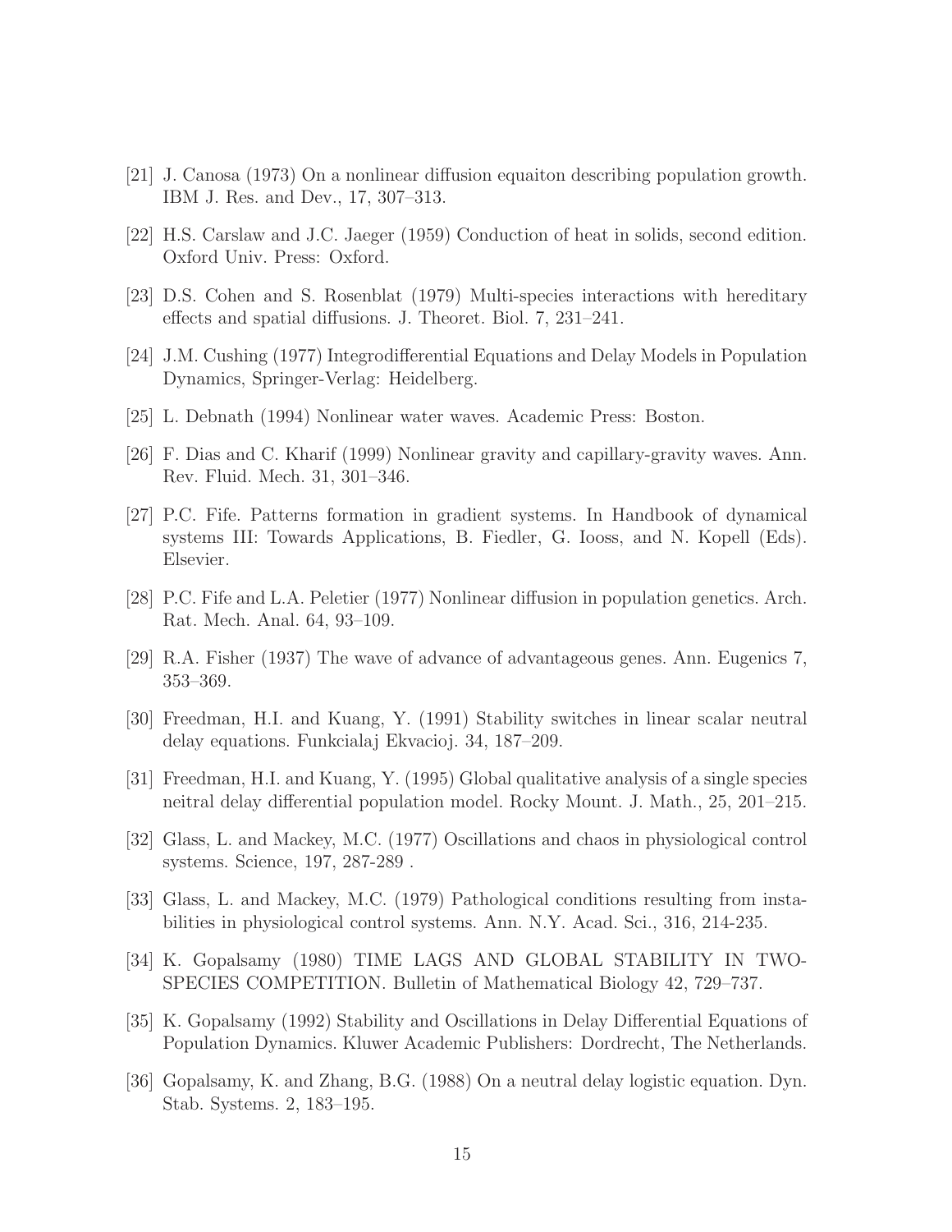[21] J. Canosa (1973) On a nonlinear diffusion equaiton describing population growth. IBM J. Res. and Dev., 17, 307–313.

[22] H.S. Carslaw and J.C. Jaeger (1959) Conduction of heat in solids, second edition. Oxford Univ. Press: Oxford.

[23] D.S. Cohen and S. Rosenblat (1979) Multi-species interactions with hereditary effects and spatial diffusions. J. Theoret. Biol. 7, 231–241.

[24] J.M. Cushing (1977) Integrodifferential Equations and Delay Models in Population Dynamics, Springer-Verlag: Heidelberg.

[25] L. Debnath (1994) Nonlinear water waves. Academic Press: Boston.

[26] F. Dias and C. Kharif (1999) Nonlinear gravity and capillary-gravity waves. Ann. Rev. Fluid. Mech. 31, 301–346.

[27] P.C. Fife. Patterns formation in gradient systems. In Handbook of dynamical systems III: Towards Applications, B. Fiedler, G. Iooss, and N. Kopell (Eds). Elsevier.

[28] P.C. Fife and L.A. Peletier (1977) Nonlinear diffusion in population genetics. Arch. Rat. Mech. Anal. 64, 93–109.

[29] R.A. Fisher (1937) The wave of advance of advantageous genes. Ann. Eugenics 7, 353–369.

[30] Freedman, H.I. and Kuang, Y. (1991) Stability switches in linear scalar neutral delay equations. Funkcialaj Ekvacioj. 34, 187–209.

[31] Freedman, H.I. and Kuang, Y. (1995) Global qualitative analysis of a single species neitral delay differential population model. Rocky Mount. J. Math., 25, 201–215.

[32] Glass, L. and Mackey, M.C. (1977) Oscillations and chaos in physiological control systems. Science, 197, 287-289 .

[33] Glass, L. and Mackey, M.C. (1979) Pathological conditions resulting from instabilities in physiological control systems. Ann. N.Y. Acad. Sci., 316, 214-235.

[34] K. Gopalsamy (1980) TIME LAGS AND GLOBAL STABILITY IN TWO-SPECIES COMPETITION. Bulletin of Mathematical Biology 42, 729–737.

[35] K. Gopalsamy (1992) Stability and Oscillations in Delay Differential Equations of Population Dynamics. Kluwer Academic Publishers: Dordrecht, The Netherlands.

[36] Gopalsamy, K. and Zhang, B.G. (1988) On a neutral delay logistic equation. Dyn. Stab. Systems. 2, 183–195.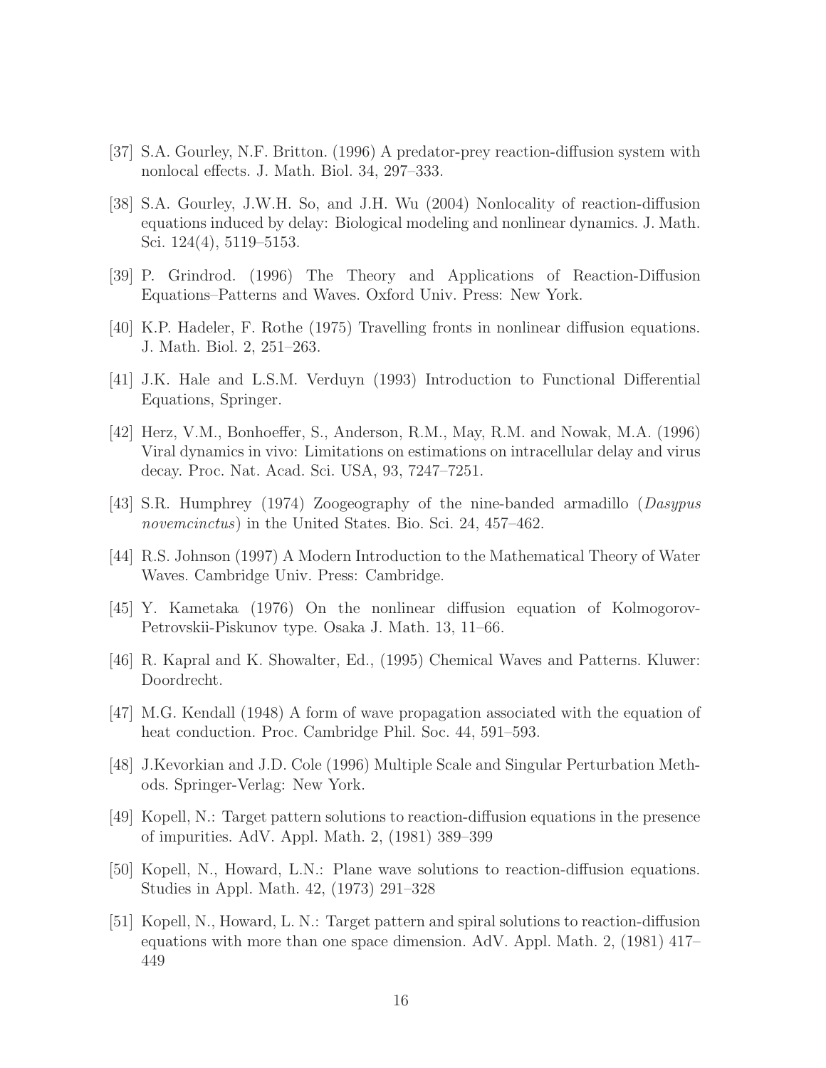[37] S.A. Gourley, N.F. Britton. (1996) A predator-prey reaction-diffusion system with nonlocal effects. J. Math. Biol. 34, 297–333.

[38] S.A. Gourley, J.W.H. So, and J.H. Wu (2004) Nonlocality of reaction-diffusion equations induced by delay: Biological modeling and nonlinear dynamics. J. Math. Sci. 124(4), 5119–5153.

[39] P. Grindrod. (1996) The Theory and Applications of Reaction-Diffusion Equations–Patterns and Waves. Oxford Univ. Press: New York.

[40] K.P. Hadeler, F. Rothe (1975) Travelling fronts in nonlinear diffusion equations. J. Math. Biol. 2, 251–263.

[41] J.K. Hale and L.S.M. Verduyn (1993) Introduction to Functional Differential Equations, Springer.

[42] Herz, V.M., Bonhoeffer, S., Anderson, R.M., May, R.M. and Nowak, M.A. (1996) Viral dynamics in vivo: Limitations on estimations on intracellular delay and virus decay. Proc. Nat. Acad. Sci. USA, 93, 7247–7251.

[43] S.R. Humphrey (1974) Zoogeography of the nine-banded armadillo (*Dasypus novemcinctus*) in the United States. Bio. Sci. 24, 457–462.

[44] R.S. Johnson (1997) A Modern Introduction to the Mathematical Theory of Water Waves. Cambridge Univ. Press: Cambridge.

[45] Y. Kametaka (1976) On the nonlinear diffusion equation of Kolmogorov-Petrovskii-Piskunov type. Osaka J. Math. 13, 11–66.

[46] R. Kapral and K. Showalter, Ed., (1995) Chemical Waves and Patterns. Kluwer: Doordrecht.

[47] M.G. Kendall (1948) A form of wave propagation associated with the equation of heat conduction. Proc. Cambridge Phil. Soc. 44, 591–593.

[48] J.Kevorkian and J.D. Cole (1996) Multiple Scale and Singular Perturbation Methods. Springer-Verlag: New York.

[49] Kopell, N.: Target pattern solutions to reaction-diffusion equations in the presence of impurities. AdV. Appl. Math. 2, (1981) 389–399

[50] Kopell, N., Howard, L.N.: Plane wave solutions to reaction-diffusion equations. Studies in Appl. Math. 42, (1973) 291–328

[51] Kopell, N., Howard, L. N.: Target pattern and spiral solutions to reaction-diffusion equations with more than one space dimension. AdV. Appl. Math. 2, (1981) 417–449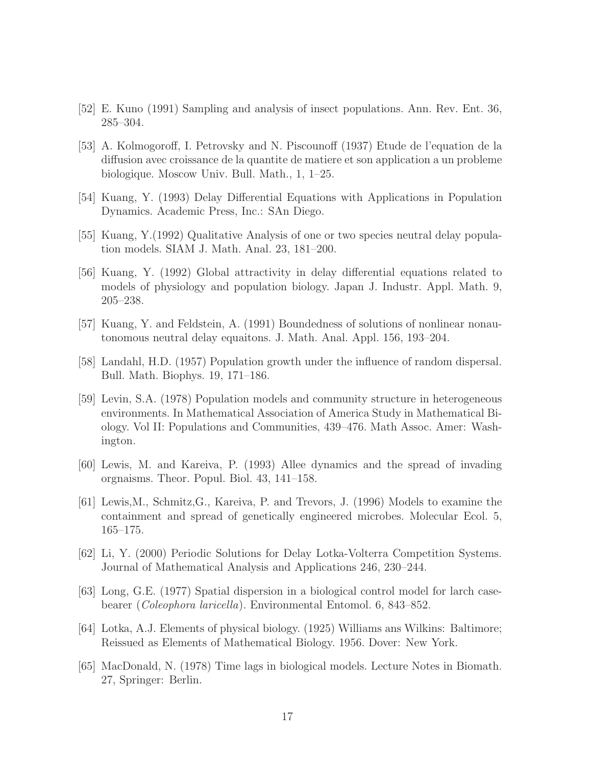[52] E. Kuno (1991) Sampling and analysis of insect populations. Ann. Rev. Ent. 36, 285–304.

[53] A. Kolmogoroff, I. Petrovsky and N. Piscounoff (1937) Etude de l'equation de la diffusion avec croissance de la quantite de matiere et son application a un probleme biologique. Moscow Univ. Bull. Math., 1, 1–25.

[54] Kuang, Y. (1993) Delay Differential Equations with Applications in Population Dynamics. Academic Press, Inc.: SAn Diego.

[55] Kuang, Y.(1992) Qualitative Analysis of one or two species neutral delay population models. SIAM J. Math. Anal. 23, 181–200.

[56] Kuang, Y. (1992) Global attractivity in delay differential equations related to models of physiology and population biology. Japan J. Industr. Appl. Math. 9, 205–238.

[57] Kuang, Y. and Feldstein, A. (1991) Boundedness of solutions of nonlinear nonautonomous neutral delay equaitons. J. Math. Anal. Appl. 156, 193–204.

[58] Landahl, H.D. (1957) Population growth under the influence of random dispersal. Bull. Math. Biophys. 19, 171–186.

[59] Levin, S.A. (1978) Population models and community structure in heterogeneous environments. In Mathematical Association of America Study in Mathematical Biology. Vol II: Populations and Communities, 439–476. Math Assoc. Amer: Washington.

[60] Lewis, M. and Kareiva, P. (1993) Allee dynamics and the spread of invading orgnaisms. Theor. Popul. Biol. 43, 141–158.

[61] Lewis,M., Schmitz,G., Kareiva, P. and Trevors, J. (1996) Models to examine the containment and spread of genetically engineered microbes. Molecular Ecol. 5, 165–175.

[62] Li, Y. (2000) Periodic Solutions for Delay Lotka-Volterra Competition Systems. Journal of Mathematical Analysis and Applications 246, 230–244.

[63] Long, G.E. (1977) Spatial dispersion in a biological control model for larch casebearer (*Coleophora laricella*). Environmental Entomol. 6, 843–852.

[64] Lotka, A.J. Elements of physical biology. (1925) Williams ans Wilkins: Baltimore; Reissued as Elements of Mathematical Biology. 1956. Dover: New York.

[65] MacDonald, N. (1978) Time lags in biological models. Lecture Notes in Biomath. 27, Springer: Berlin.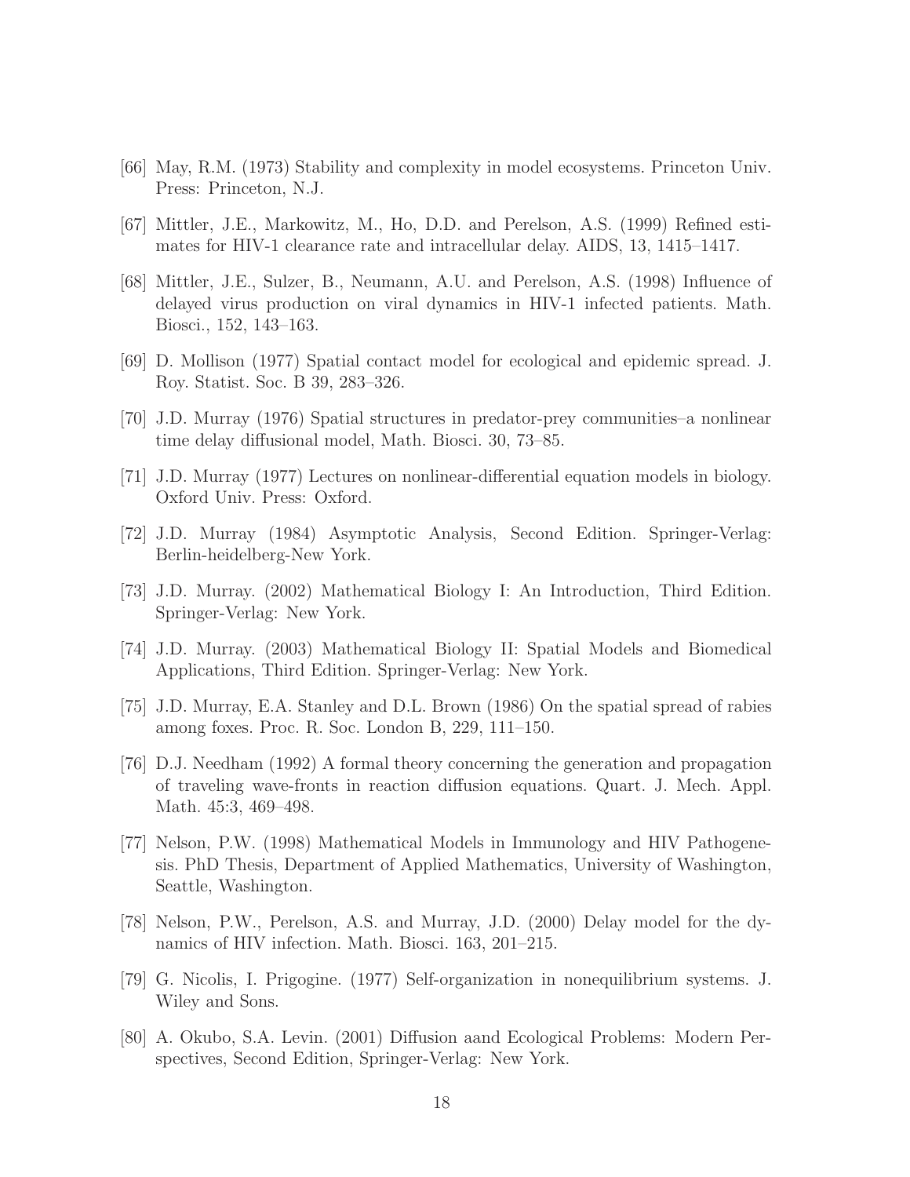[66] May, R.M. (1973) Stability and complexity in model ecosystems. Princeton Univ. Press: Princeton, N.J.

[67] Mittler, J.E., Markowitz, M., Ho, D.D. and Perelson, A.S. (1999) Refined estimates for HIV-1 clearance rate and intracellular delay. AIDS, 13, 1415–1417.

[68] Mittler, J.E., Sulzer, B., Neumann, A.U. and Perelson, A.S. (1998) Influence of delayed virus production on viral dynamics in HIV-1 infected patients. Math. Biosci., 152, 143–163.

[69] D. Mollison (1977) Spatial contact model for ecological and epidemic spread. J. Roy. Statist. Soc. B 39, 283–326.

[70] J.D. Murray (1976) Spatial structures in predator-prey communities–a nonlinear time delay diffusional model, Math. Biosci. 30, 73–85.

[71] J.D. Murray (1977) Lectures on nonlinear-differential equation models in biology. Oxford Univ. Press: Oxford.

[72] J.D. Murray (1984) Asymptotic Analysis, Second Edition. Springer-Verlag: Berlin-heidelberg-New York.

[73] J.D. Murray. (2002) Mathematical Biology I: An Introduction, Third Edition. Springer-Verlag: New York.

[74] J.D. Murray. (2003) Mathematical Biology II: Spatial Models and Biomedical Applications, Third Edition. Springer-Verlag: New York.

[75] J.D. Murray, E.A. Stanley and D.L. Brown (1986) On the spatial spread of rabies among foxes. Proc. R. Soc. London B, 229, 111–150.

[76] D.J. Needham (1992) A formal theory concerning the generation and propagation of traveling wave-fronts in reaction diffusion equations. Quart. J. Mech. Appl. Math. 45:3, 469–498.

[77] Nelson, P.W. (1998) Mathematical Models in Immunology and HIV Pathogenesis. PhD Thesis, Department of Applied Mathematics, University of Washington, Seattle, Washington.

[78] Nelson, P.W., Perelson, A.S. and Murray, J.D. (2000) Delay model for the dynamics of HIV infection. Math. Biosci. 163, 201–215.

[79] G. Nicolis, I. Prigogine. (1977) Self-organization in nonequilibrium systems. J. Wiley and Sons.

[80] A. Okubo, S.A. Levin. (2001) Diffusion aand Ecological Problems: Modern Perspectives, Second Edition, Springer-Verlag: New York.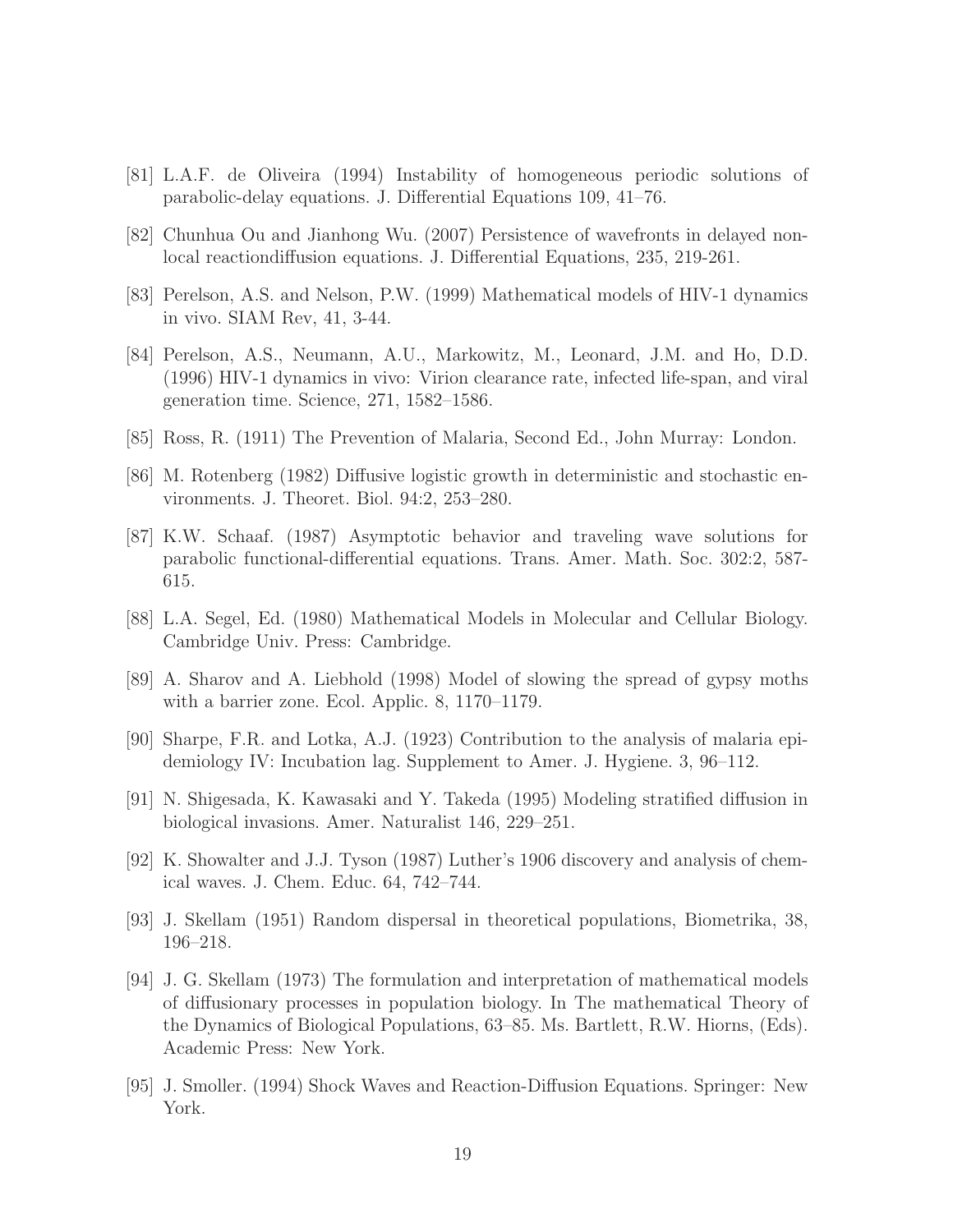[81] L.A.F. de Oliveira (1994) Instability of homogeneous periodic solutions of parabolic-delay equations. J. Differential Equations 109, 41–76.

[82] Chunhua Ou and Jianhong Wu. (2007) Persistence of wavefronts in delayed nonlocal reactiondiffusion equations. J. Differential Equations, 235, 219-261.

[83] Perelson, A.S. and Nelson, P.W. (1999) Mathematical models of HIV-1 dynamics in vivo. SIAM Rev, 41, 3-44.

[84] Perelson, A.S., Neumann, A.U., Markowitz, M., Leonard, J.M. and Ho, D.D. (1996) HIV-1 dynamics in vivo: Virion clearance rate, infected life-span, and viral generation time. Science, 271, 1582–1586.

[85] Ross, R. (1911) The Prevention of Malaria, Second Ed., John Murray: London.

[86] M. Rotenberg (1982) Diffusive logistic growth in deterministic and stochastic environments. J. Theoret. Biol. 94:2, 253–280.

[87] K.W. Schaaf. (1987) Asymptotic behavior and traveling wave solutions for parabolic functional-differential equations. Trans. Amer. Math. Soc. 302:2, 587-615.

[88] L.A. Segel, Ed. (1980) Mathematical Models in Molecular and Cellular Biology. Cambridge Univ. Press: Cambridge.

[89] A. Sharov and A. Liebhold (1998) Model of slowing the spread of gypsy moths with a barrier zone. Ecol. Applic. 8, 1170–1179.

[90] Sharpe, F.R. and Lotka, A.J. (1923) Contribution to the analysis of malaria epidemiology IV: Incubation lag. Supplement to Amer. J. Hygiene. 3, 96–112.

[91] N. Shigesada, K. Kawasaki and Y. Takeda (1995) Modeling stratified diffusion in biological invasions. Amer. Naturalist 146, 229–251.

[92] K. Showalter and J.J. Tyson (1987) Luther's 1906 discovery and analysis of chemical waves. J. Chem. Educ. 64, 742–744.

[93] J. Skellam (1951) Random dispersal in theoretical populations, Biometrika, 38, 196–218.

[94] J. G. Skellam (1973) The formulation and interpretation of mathematical models of diffusionary processes in population biology. In The mathematical Theory of the Dynamics of Biological Populations, 63–85. Ms. Bartlett, R.W. Hiorns, (Eds). Academic Press: New York.

[95] J. Smoller. (1994) Shock Waves and Reaction-Diffusion Equations. Springer: New York.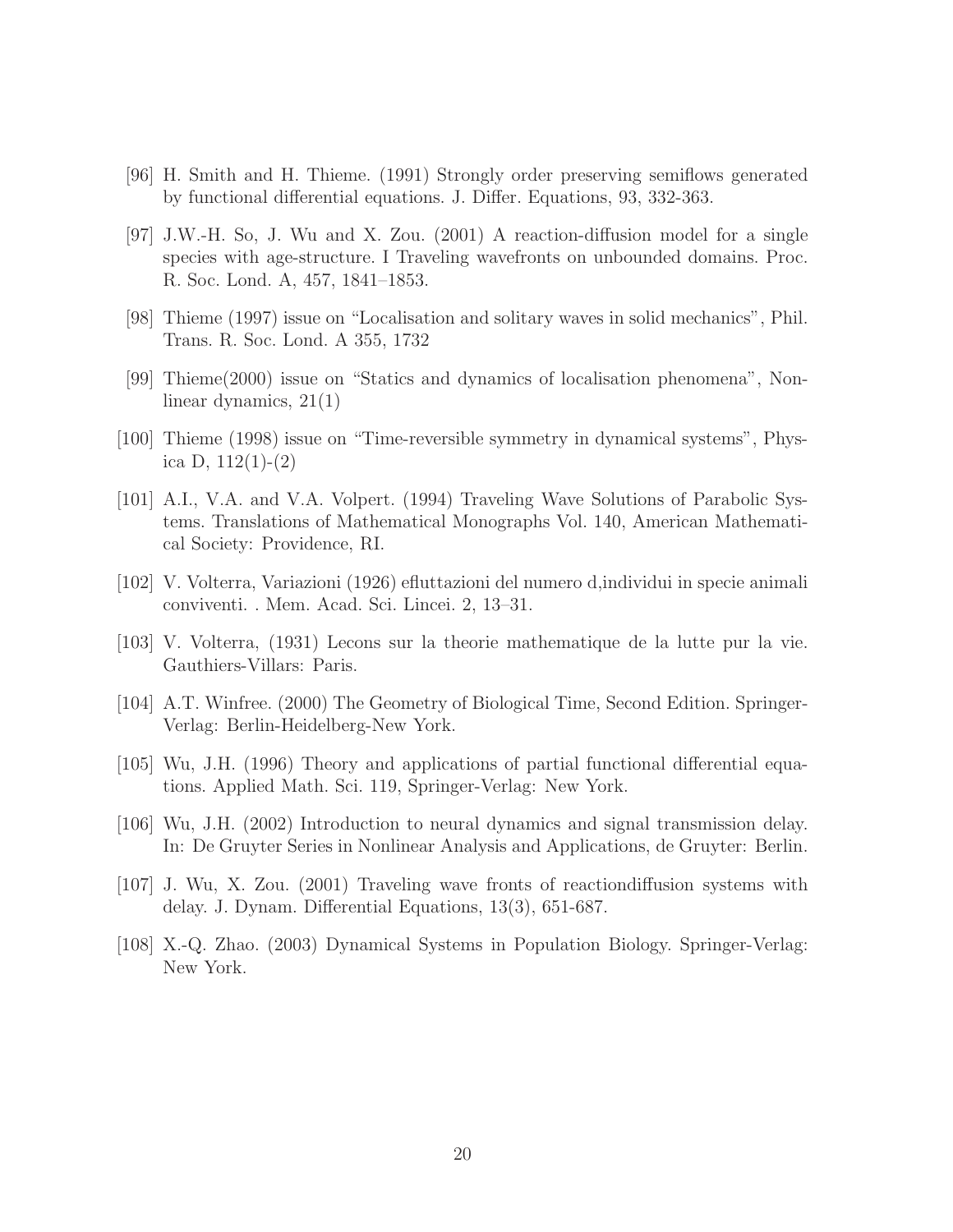[96] H. Smith and H. Thieme. (1991) Strongly order preserving semiflows generated by functional differential equations. J. Differ. Equations, 93, 332-363.

[97] J.W.-H. So, J. Wu and X. Zou. (2001) A reaction-diffusion model for a single species with age-structure. I Traveling wavefronts on unbounded domains. Proc. R. Soc. Lond. A, 457, 1841–1853.

[98] Thieme (1997) issue on "Localisation and solitary waves in solid mechanics", Phil. Trans. R. Soc. Lond. A 355, 1732

[99] Thieme(2000) issue on "Statics and dynamics of localisation phenomena", Nonlinear dynamics, 21(1)

[100] Thieme (1998) issue on "Time-reversible symmetry in dynamical systems", Physica D, 112(1)-(2)

[101] A.I., V.A. and V.A. Volpert. (1994) Traveling Wave Solutions of Parabolic Systems. Translations of Mathematical Monographs Vol. 140, American Mathematical Society: Providence, RI.

[102] V. Volterra, Variazioni (1926) efluttazioni del numero d,individui in specie animali conviventi. . Mem. Acad. Sci. Lincei. 2, 13–31.

[103] V. Volterra, (1931) Lecons sur la theorie mathematique de la lutte pur la vie. Gauthiers-Villars: Paris.

[104] A.T. Winfree. (2000) The Geometry of Biological Time, Second Edition. Springer-Verlag: Berlin-Heidelberg-New York.

[105] Wu, J.H. (1996) Theory and applications of partial functional differential equations. Applied Math. Sci. 119, Springer-Verlag: New York.

[106] Wu, J.H. (2002) Introduction to neural dynamics and signal transmission delay. In: De Gruyter Series in Nonlinear Analysis and Applications, de Gruyter: Berlin.

[107] J. Wu, X. Zou. (2001) Traveling wave fronts of reactiondiffusion systems with delay. J. Dynam. Differential Equations, 13(3), 651-687.

[108] X.-Q. Zhao. (2003) Dynamical Systems in Population Biology. Springer-Verlag: New York.